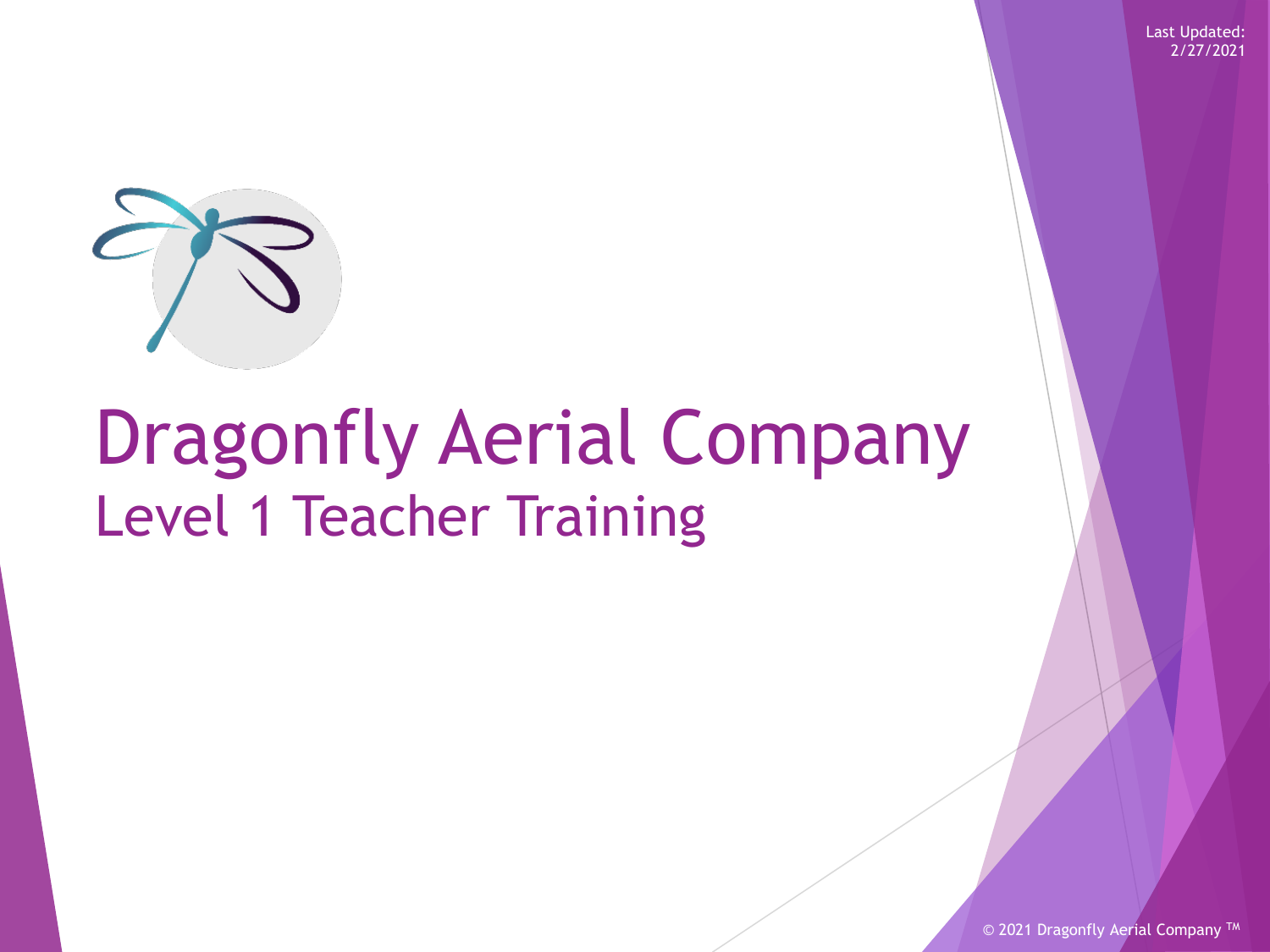Last Updated: 2/27/2021

# Dragonfly Aerial Company

## Level 1 Teacher Training

© 2021 Dragonfly Aerial Company ™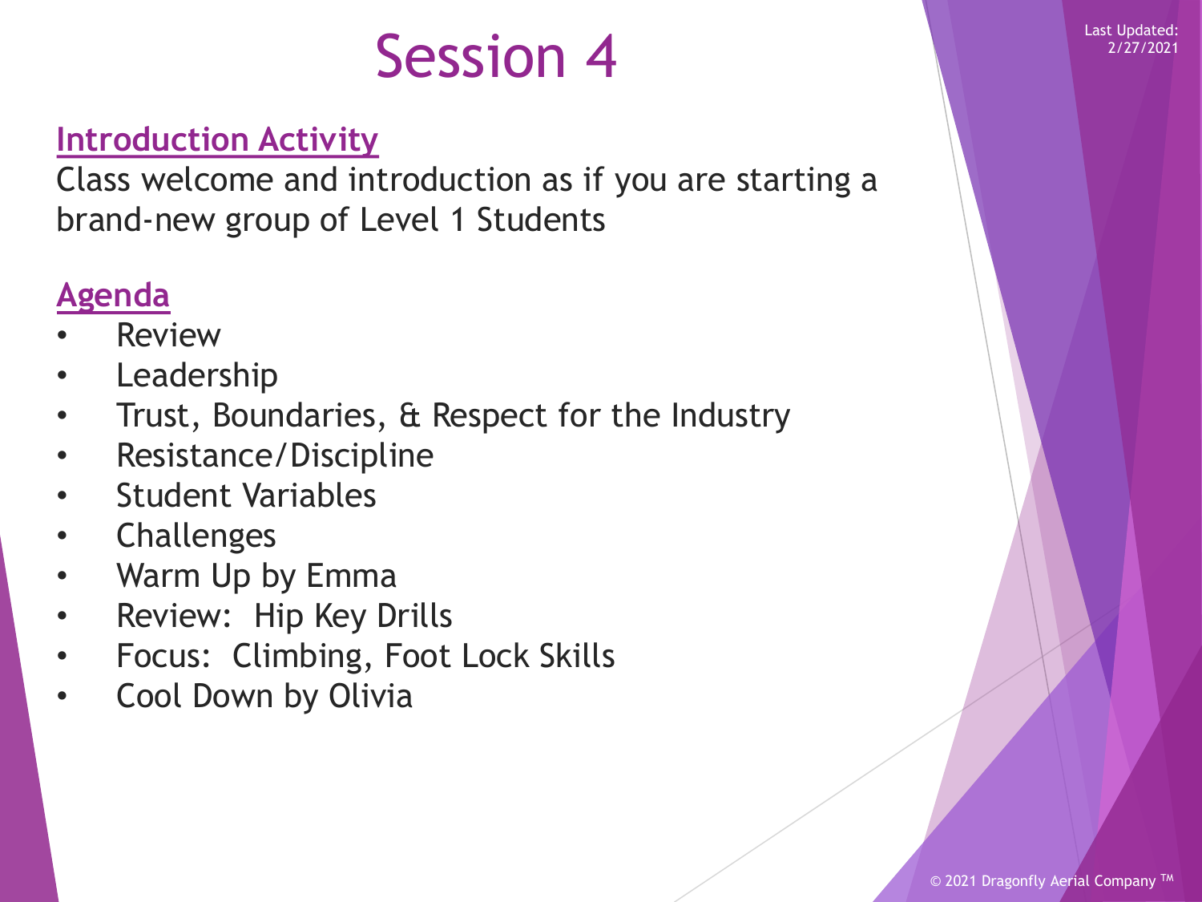# Session 4

Last Updated: 2/27/2021

## Introduction Activity

Class welcome and introduction as if you are starting a brand-new group of Level 1 Students

## Agenda

- Review
- Leadership
- Trust, Boundaries, & Respect for the Industry
- Resistance/Discipline
- Student Variables
- Challenges
- Warm Up by Emma
- Review: Hip Key Drills
- Focus: Climbing, Foot Lock Skills
- Cool Down by Olivia

© 2021 Dragonfly Aerial Company ™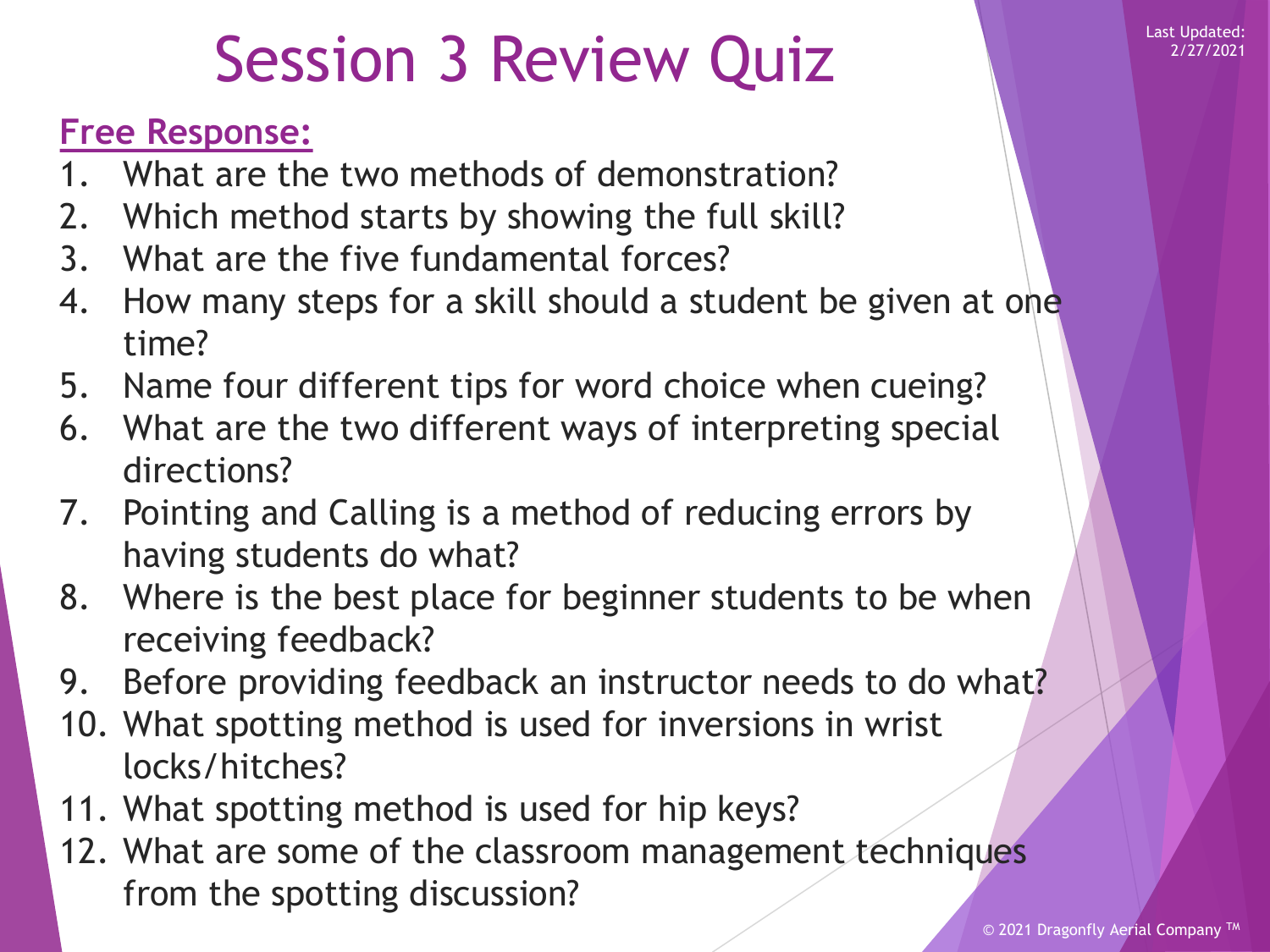# Session 3 Review Quiz

Last Updated: 2/27/2021

**Free Response:**

1. What are the two methods of demonstration?
2. Which method starts by showing the full skill?
3. What are the five fundamental forces?
4. How many steps for a skill should a student be given at one time?
5. Name four different tips for word choice when cueing?
6. What are the two different ways of interpreting special directions?
7. Pointing and Calling is a method of reducing errors by having students do what?
8. Where is the best place for beginner students to be when receiving feedback?
9. Before providing feedback an instructor needs to do what?
10. What spotting method is used for inversions in wrist locks/hitches?
11. What spotting method is used for hip keys?
12. What are some of the classroom management techniques from the spotting discussion?

© 2021 Dragonfly Aerial Company ™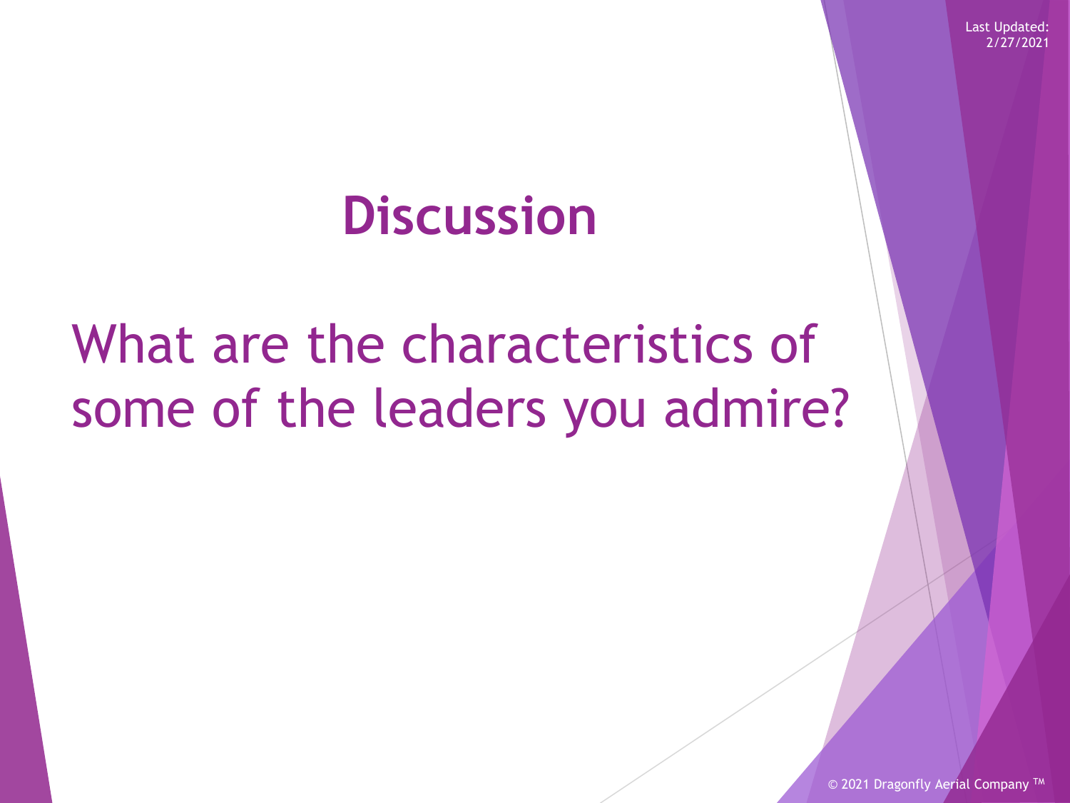# Discussion

What are the characteristics of some of the leaders you admire?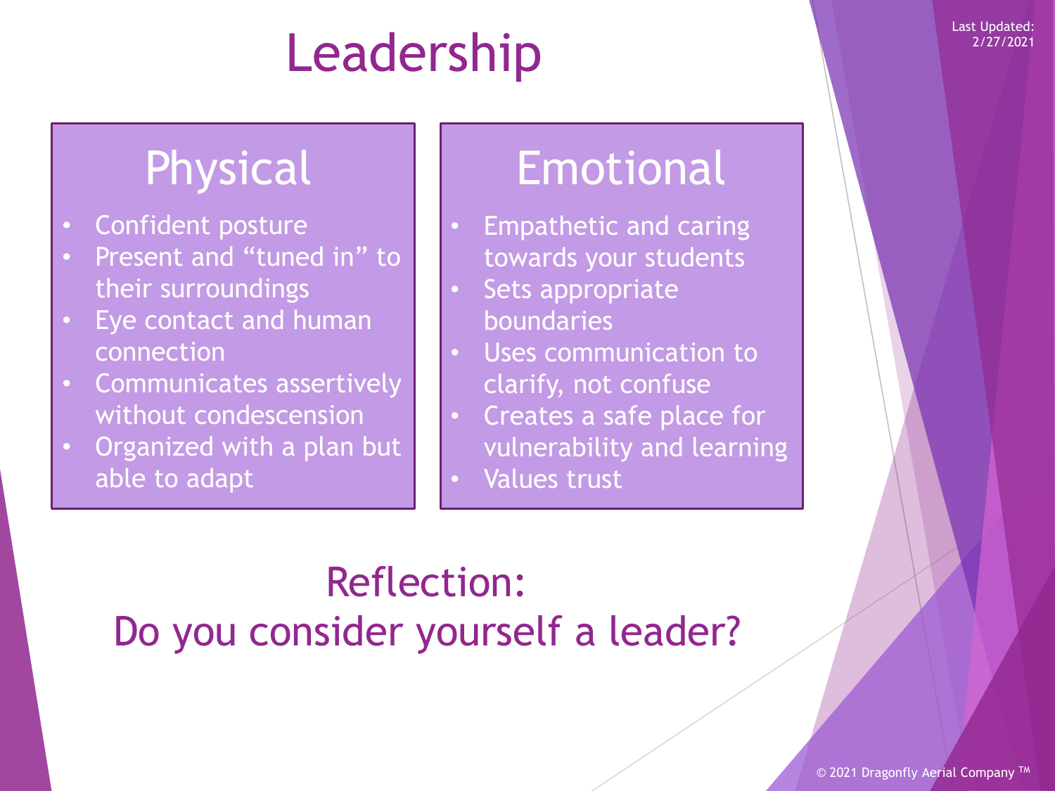Last Updated: 2/27/2021

# Leadership

## Physical

- Confident posture
- Present and “tuned in” to their surroundings
- Eye contact and human connection
- Communicates assertively without condescension
- Organized with a plan but able to adapt

## Emotional

- Empathetic and caring towards your students
- Sets appropriate boundaries
- Uses communication to clarify, not confuse
- Creates a safe place for vulnerability and learning
- Values trust

## Reflection:
## Do you consider yourself a leader?

© 2021 Dragonfly Aerial Company ™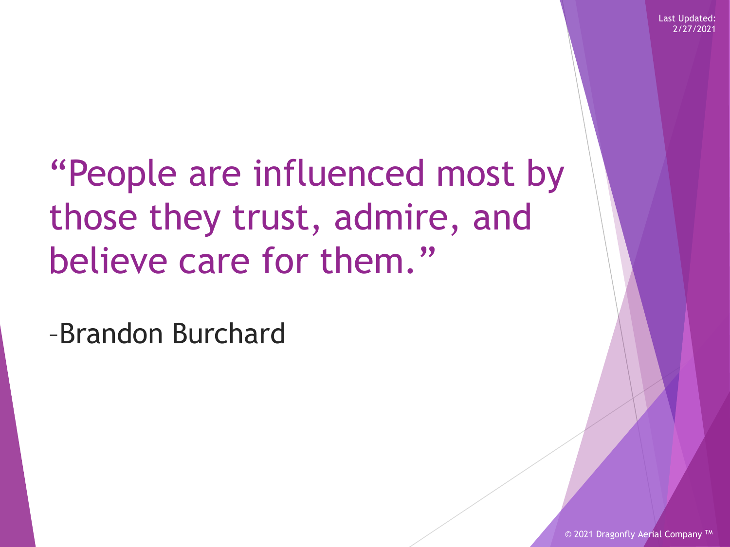“People are influenced most by those they trust, admire, and believe care for them.”

–Brandon Burchard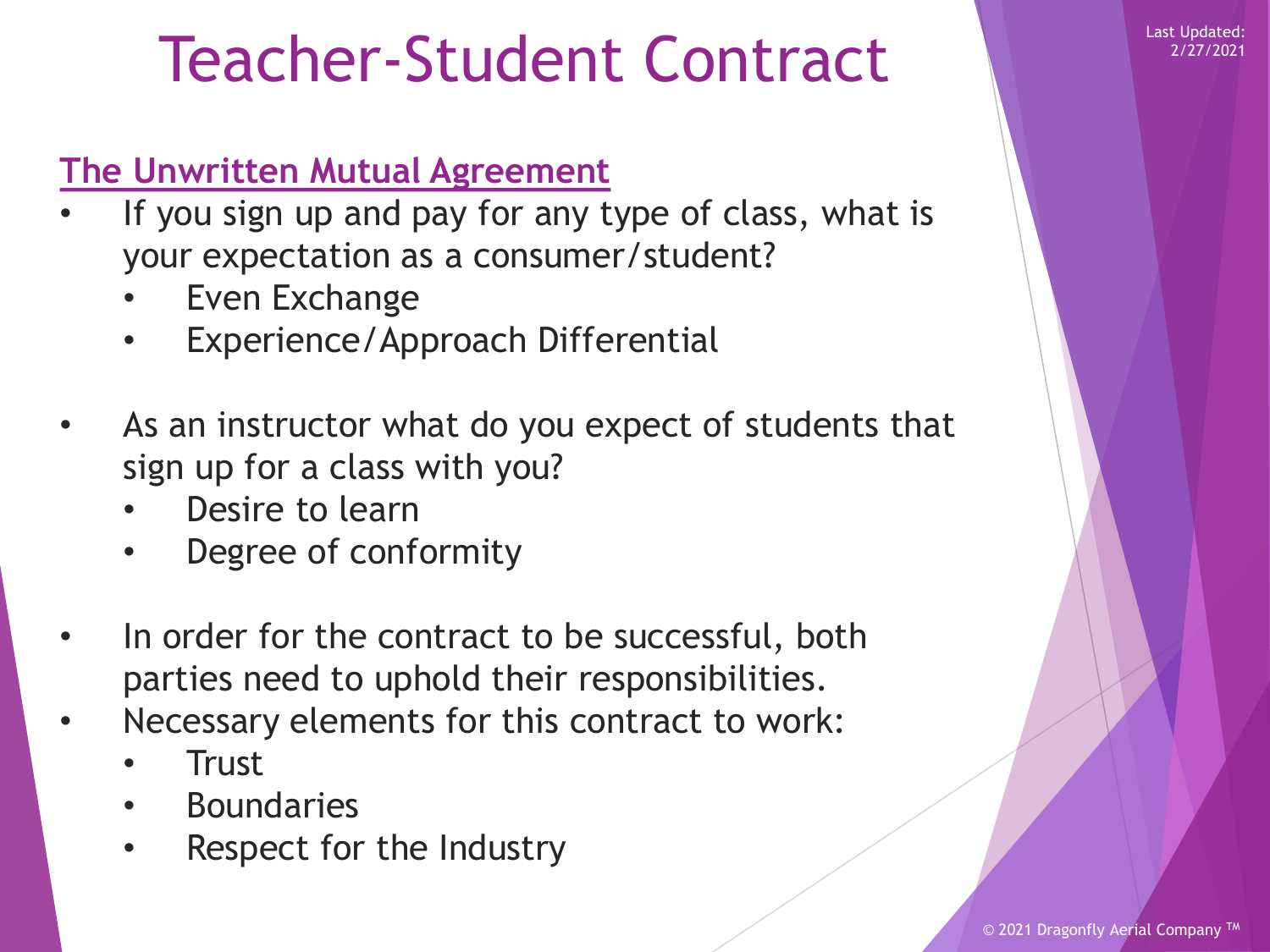# Teacher-Student Contract

Last Updated: 2/27/2021

## The Unwritten Mutual Agreement

- If you sign up and pay for any type of class, what is your expectation as a consumer/student?
  - Even Exchange
  - Experience/Approach Differential
- As an instructor what do you expect of students that sign up for a class with you?
  - Desire to learn
  - Degree of conformity
- In order for the contract to be successful, both parties need to uphold their responsibilities.
- Necessary elements for this contract to work:
  - Trust
  - Boundaries
  - Respect for the Industry

© 2021 Dragonfly Aerial Company ™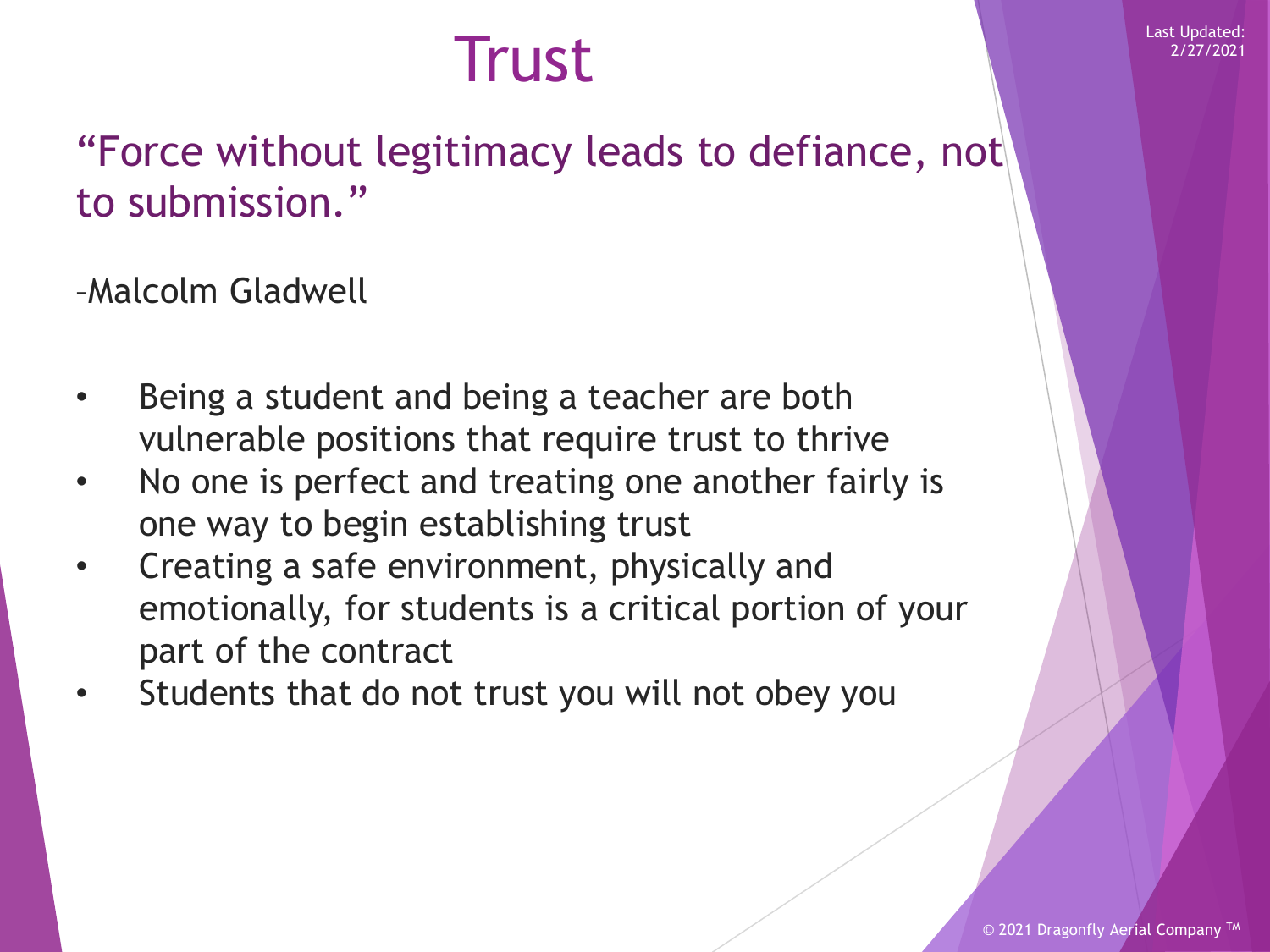# Trust

"Force without legitimacy leads to defiance, not to submission."

–Malcolm Gladwell

- Being a student and being a teacher are both vulnerable positions that require trust to thrive
- No one is perfect and treating one another fairly is one way to begin establishing trust
- Creating a safe environment, physically and emotionally, for students is a critical portion of your part of the contract
- Students that do not trust you will not obey you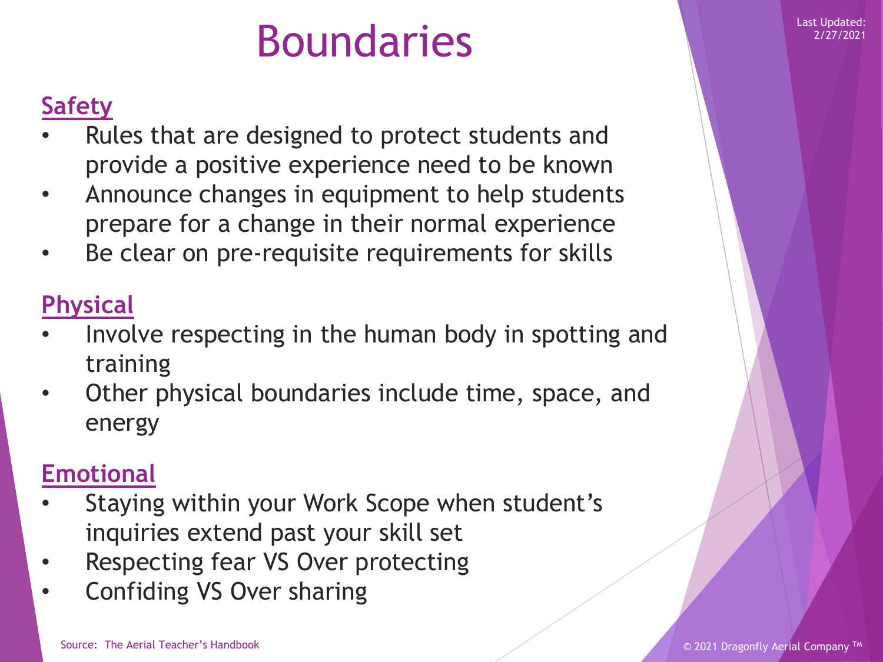# Boundaries

## Safety

- Rules that are designed to protect students and provide a positive experience need to be known
- Announce changes in equipment to help students prepare for a change in their normal experience
- Be clear on pre-requisite requirements for skills

## Physical

- Involve respecting in the human body in spotting and training
- Other physical boundaries include time, space, and energy

## Emotional

- Staying within your Work Scope when student's inquiries extend past your skill set
- Respecting fear VS Over protecting
- Confiding VS Over sharing

Source: The Aerial Teacher's Handbook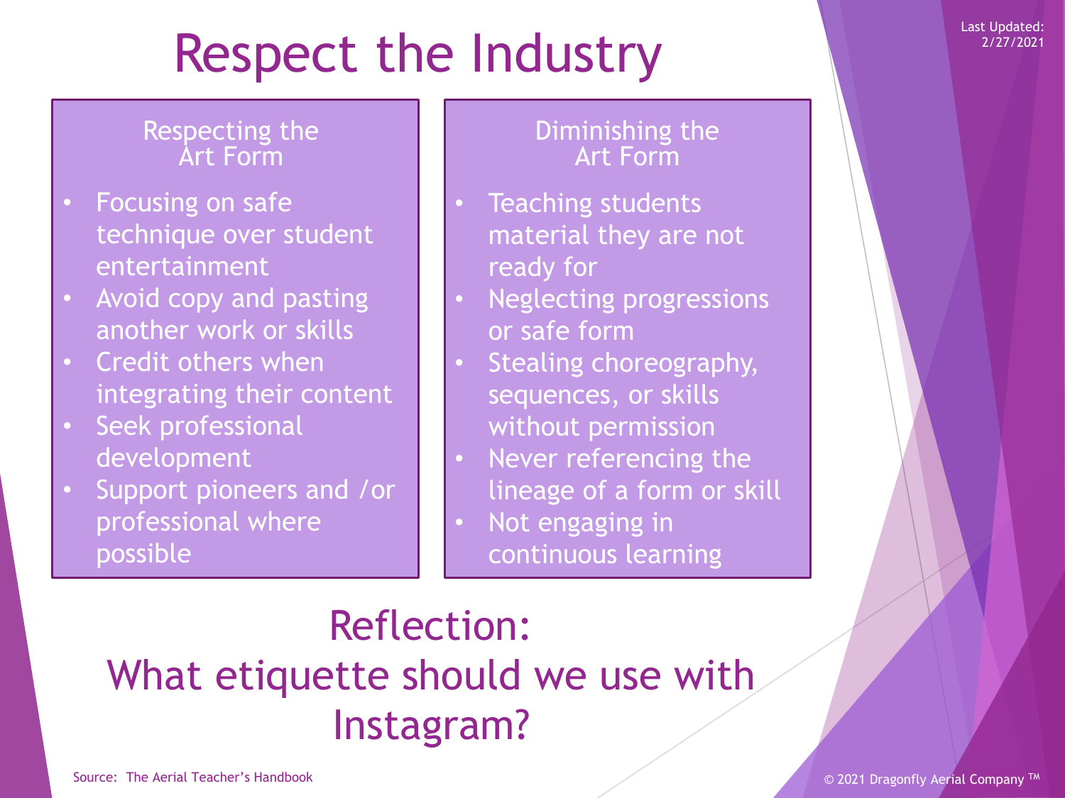# Respect the Industry

Last Updated: 2/27/2021

## Respecting the Art Form

- Focusing on safe technique over student entertainment
- Avoid copy and pasting another work or skills
- Credit others when integrating their content
- Seek professional development
- Support pioneers and /or professional where possible

## Diminishing the Art Form

- Teaching students material they are not ready for
- Neglecting progressions or safe form
- Stealing choreography, sequences, or skills without permission
- Never referencing the lineage of a form or skill
- Not engaging in continuous learning

## Reflection: What etiquette should we use with Instagram?

Source: The Aerial Teacher's Handbook

© 2021 Dragonfly Aerial Company ™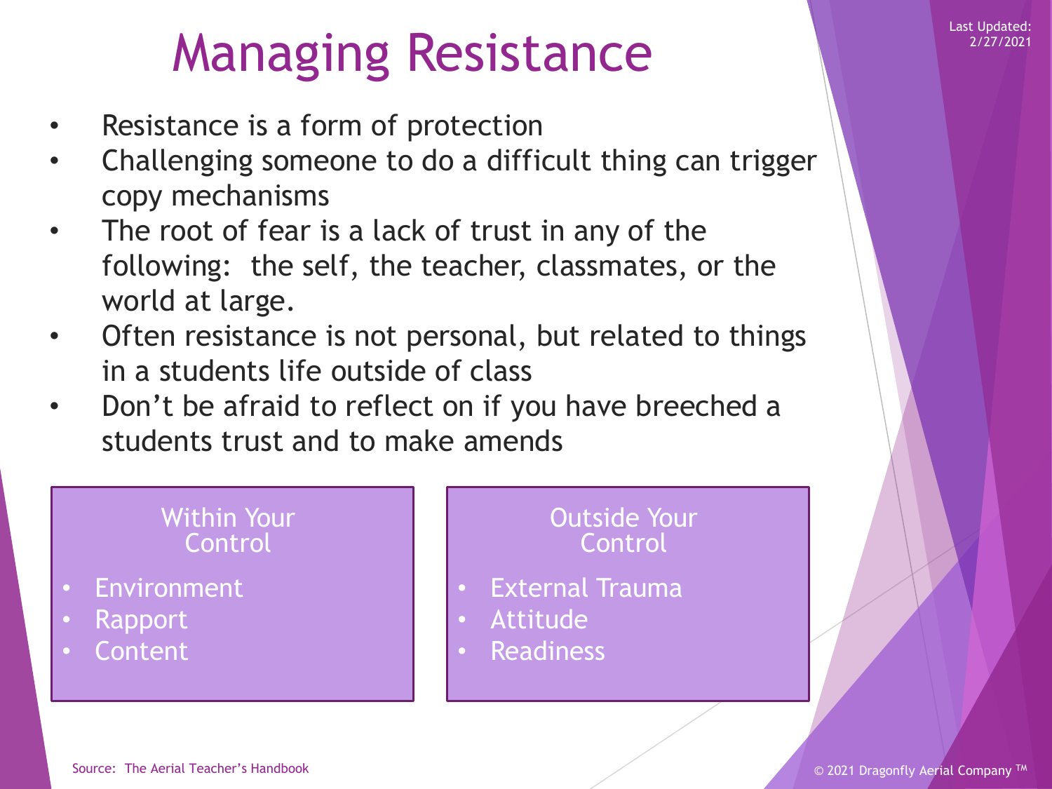# Managing Resistance

- Resistance is a form of protection
- Challenging someone to do a difficult thing can trigger copy mechanisms
- The root of fear is a lack of trust in any of the following: the self, the teacher, classmates, or the world at large.
- Often resistance is not personal, but related to things in a students life outside of class
- Don't be afraid to reflect on if you have breeched a students trust and to make amends

**Within Your Control**

- Environment
- Rapport
- Content

**Outside Your Control**

- External Trauma
- Attitude
- Readiness

Source: The Aerial Teacher's Handbook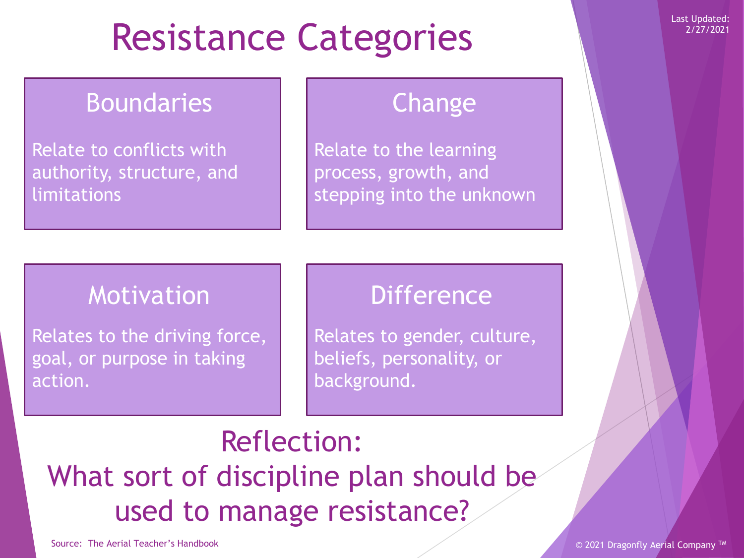# Resistance Categories

Last Updated: 2/27/2021

## Boundaries

Relate to conflicts with authority, structure, and limitations

## Change

Relate to the learning process, growth, and stepping into the unknown

## Motivation

Relates to the driving force, goal, or purpose in taking action.

## Difference

Relates to gender, culture, beliefs, personality, or background.

## Reflection:

## What sort of discipline plan should be used to manage resistance?

Source: The Aerial Teacher's Handbook

© 2021 Dragonfly Aerial Company ™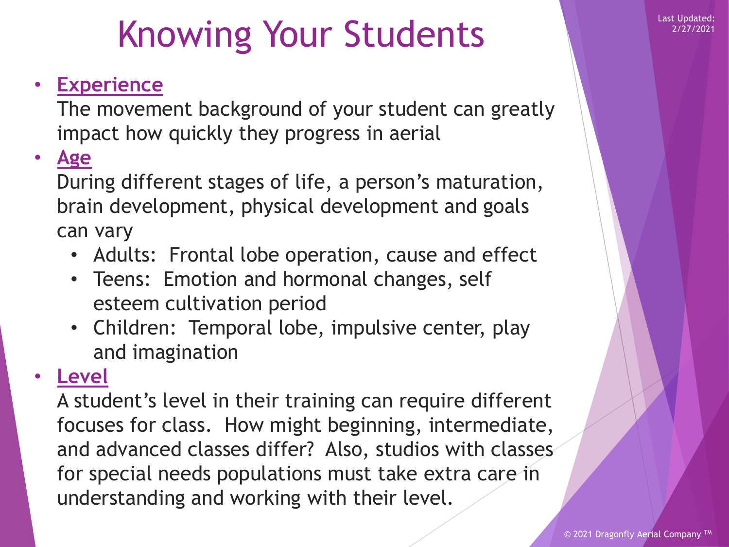# Knowing Your Students

- **Experience**
  The movement background of your student can greatly impact how quickly they progress in aerial
- **Age**
  During different stages of life, a person's maturation, brain development, physical development and goals can vary
  - Adults: Frontal lobe operation, cause and effect
  - Teens: Emotion and hormonal changes, self esteem cultivation period
  - Children: Temporal lobe, impulsive center, play and imagination
- **Level**
  A student's level in their training can require different focuses for class. How might beginning, intermediate, and advanced classes differ? Also, studios with classes for special needs populations must take extra care in understanding and working with their level.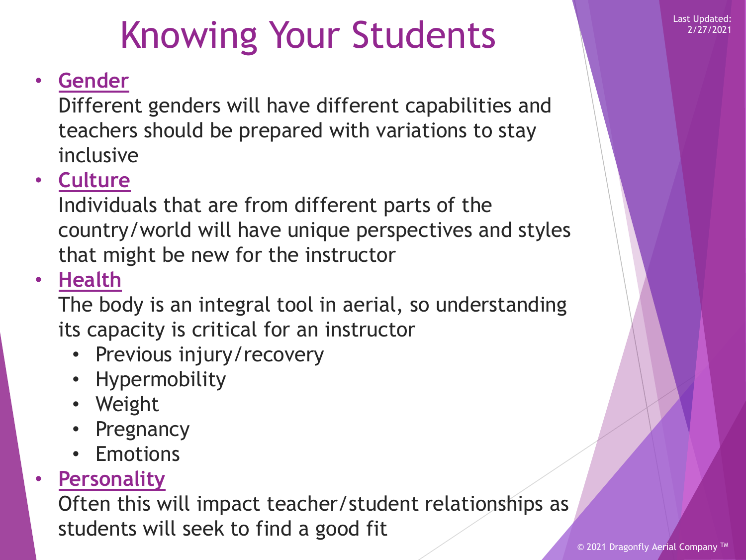# Knowing Your Students

- **Gender**
  Different genders will have different capabilities and teachers should be prepared with variations to stay inclusive
- **Culture**
  Individuals that are from different parts of the country/world will have unique perspectives and styles that might be new for the instructor
- **Health**
  The body is an integral tool in aerial, so understanding its capacity is critical for an instructor
  - Previous injury/recovery
  - Hypermobility
  - Weight
  - Pregnancy
  - Emotions
- **Personality**
  Often this will impact teacher/student relationships as students will seek to find a good fit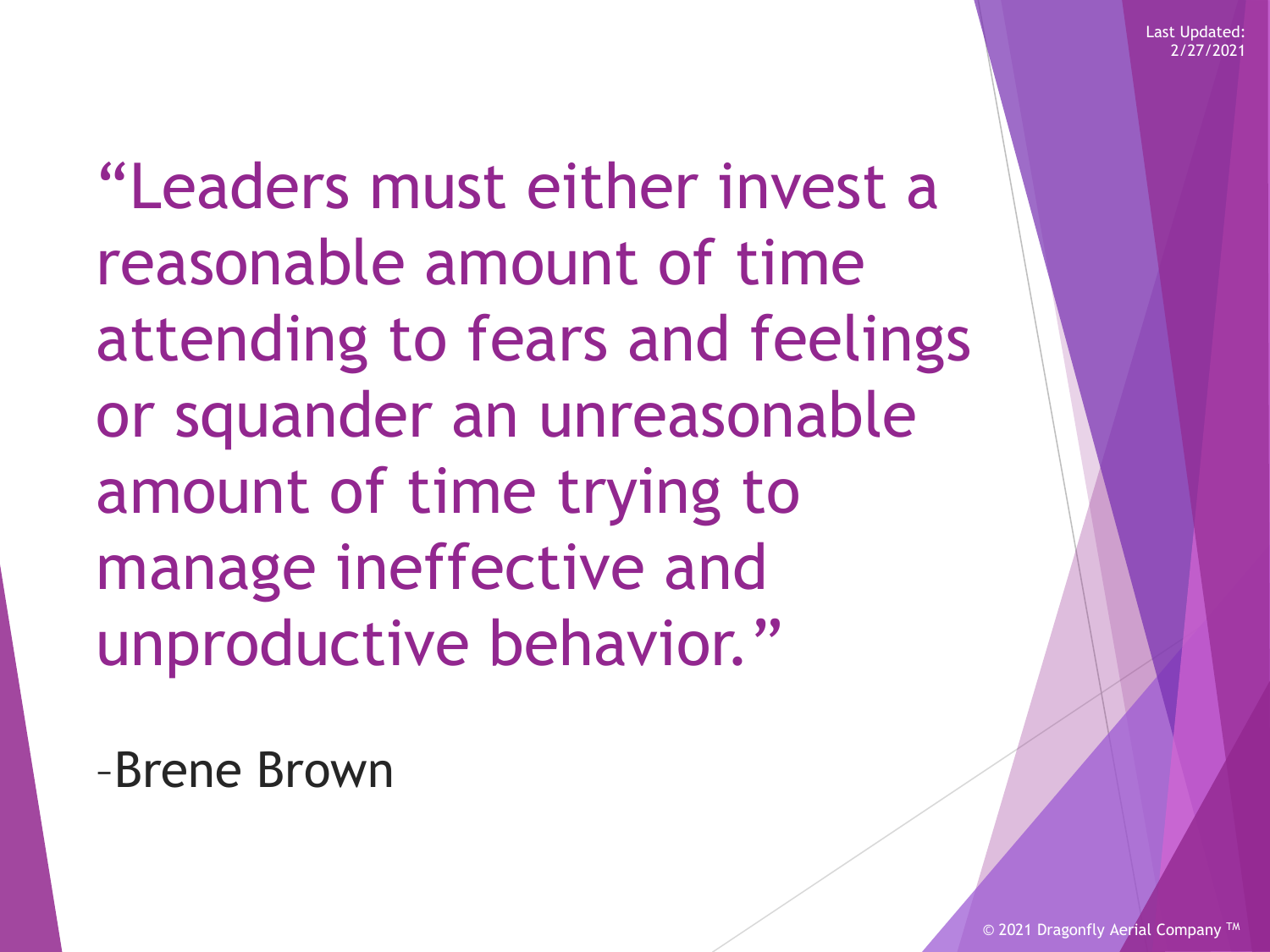"Leaders must either invest a reasonable amount of time attending to fears and feelings or squander an unreasonable amount of time trying to manage ineffective and unproductive behavior."

–Brene Brown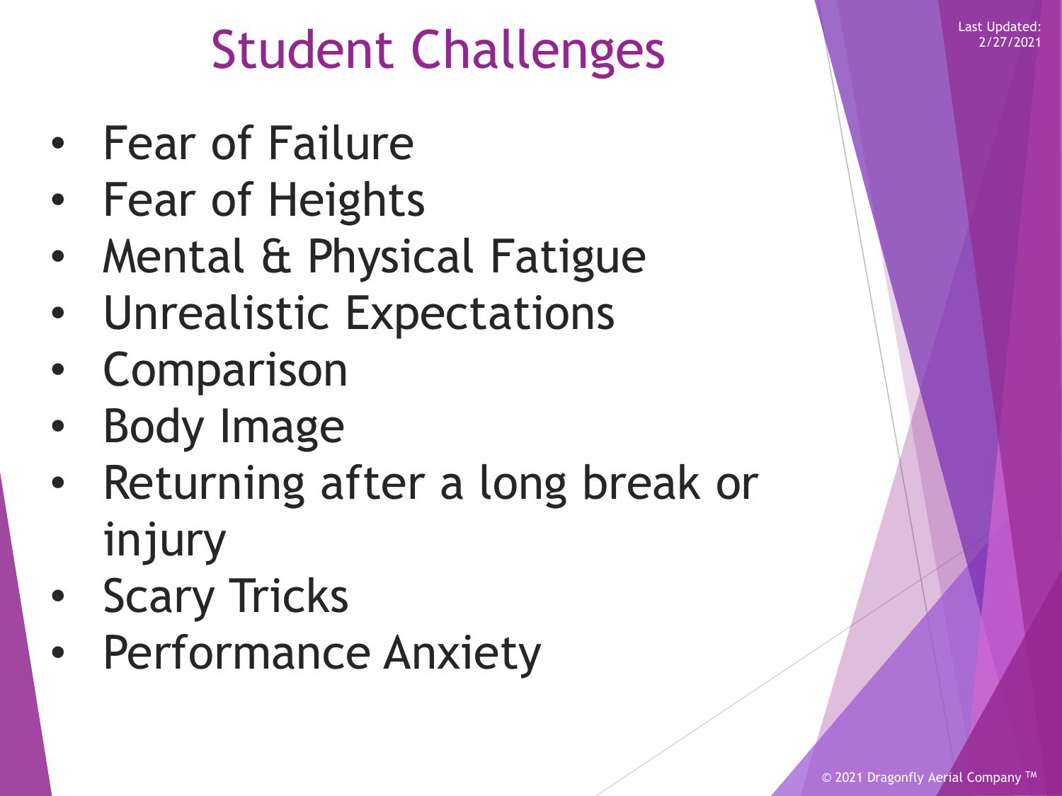# Student Challenges

- Fear of Failure
- Fear of Heights
- Mental & Physical Fatigue
- Unrealistic Expectations
- Comparison
- Body Image
- Returning after a long break or injury
- Scary Tricks
- Performance Anxiety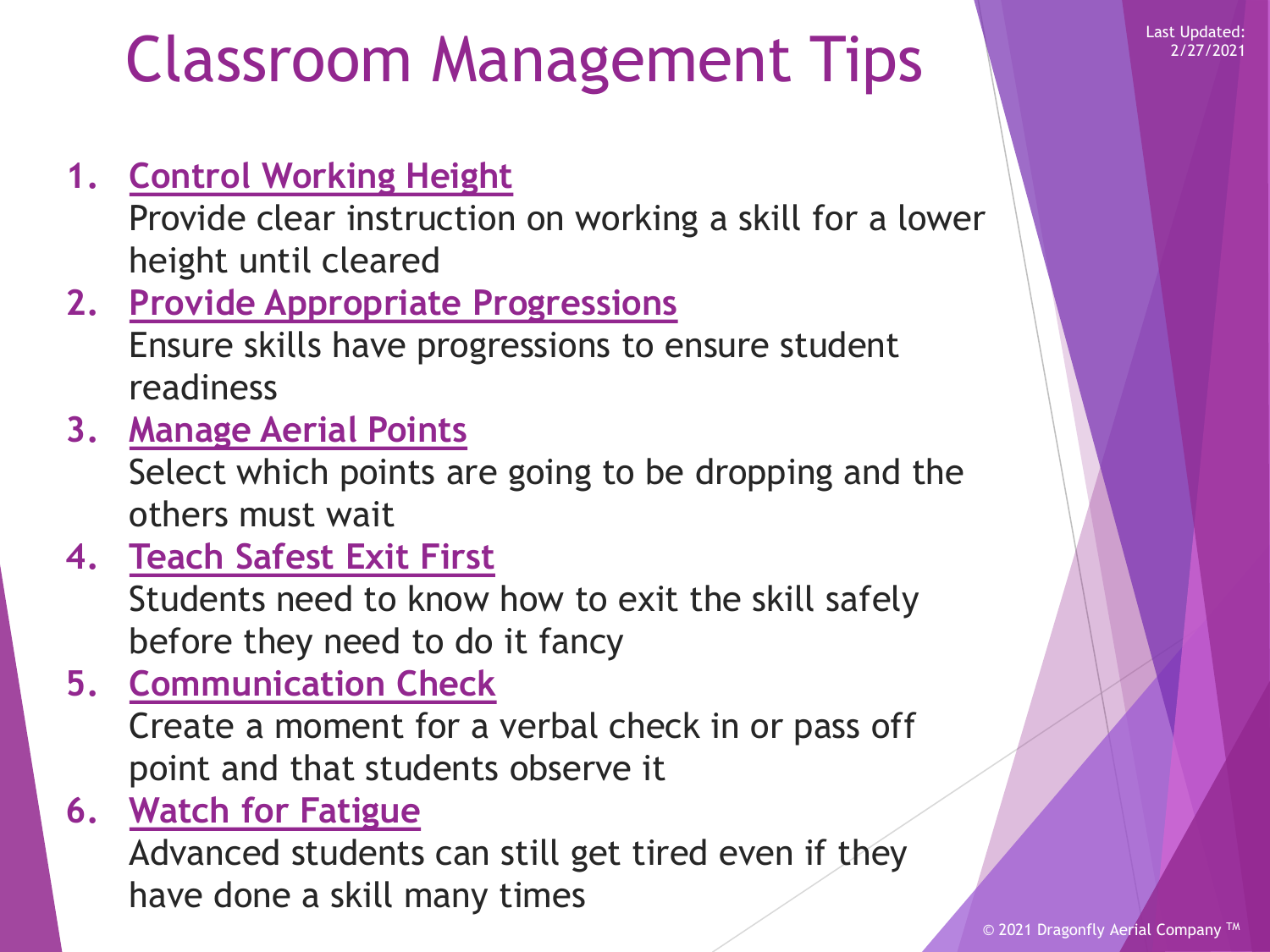# Classroom Management Tips

Last Updated: 2/27/2021

1. **Control Working Height**
   Provide clear instruction on working a skill for a lower height until cleared
2. **Provide Appropriate Progressions**
   Ensure skills have progressions to ensure student readiness
3. **Manage Aerial Points**
   Select which points are going to be dropping and the others must wait
4. **Teach Safest Exit First**
   Students need to know how to exit the skill safely before they need to do it fancy
5. **Communication Check**
   Create a moment for a verbal check in or pass off point and that students observe it
6. **Watch for Fatigue**
   Advanced students can still get tired even if they have done a skill many times

© 2021 Dragonfly Aerial Company ™